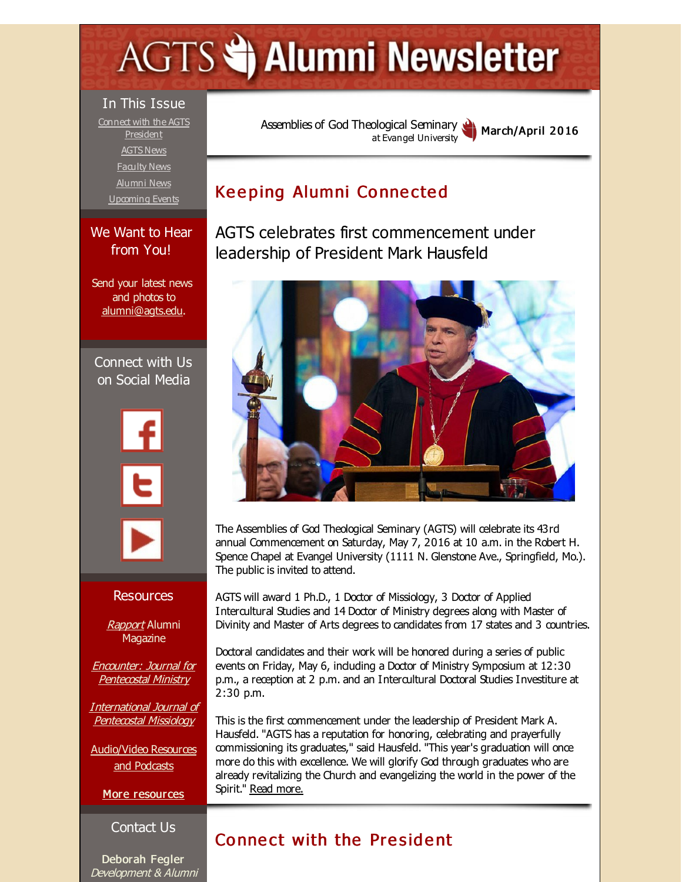# AGTS Alumni Newsletter

## In This Issue

Connect with the AGTS President

AGTS News

Faculty News

Alumni News

Upcoming Events

## We Want to Hear from You!

Send your latest news and photos to alumni@agts.edu.

## Connect with Us on Social Media

## Resources

*Rapport* Alumni Magazine

*Encounter: Journal for Pentecostal Ministry*

*International Journal of Pentecostal Missiology*

Audio/Video Resources and Podcasts

**More resources**

## Contact Us

**Deborah Fegler**
*Development & Alumni*

---

Assemblies of God Theological Seminary at Evangel University **March/April 2016**

## Keeping Alumni Connected

### AGTS celebrates first commencement under leadership of President Mark Hausfeld

The Assemblies of God Theological Seminary (AGTS) will celebrate its 43rd annual Commencement on Saturday, May 7, 2016 at 10 a.m. in the Robert H. Spence Chapel at Evangel University (1111 N. Glenstone Ave., Springfield, Mo.). The public is invited to attend.

AGTS will award 1 Ph.D., 1 Doctor of Missiology, 3 Doctor of Applied Intercultural Studies and 14 Doctor of Ministry degrees along with Master of Divinity and Master of Arts degrees to candidates from 17 states and 3 countries.

Doctoral candidates and their work will be honored during a series of public events on Friday, May 6, including a Doctor of Ministry Symposium at 12:30 p.m., a reception at 2 p.m. and an Intercultural Doctoral Studies Investiture at 2:30 p.m.

This is the first commencement under the leadership of President Mark A. Hausfeld. "AGTS has a reputation for honoring, celebrating and prayerfully commissioning its graduates," said Hausfeld. "This year's graduation will once more do this with excellence. We will glorify God through graduates who are already revitalizing the Church and evangelizing the world in the power of the Spirit." Read more.

## Connect with the President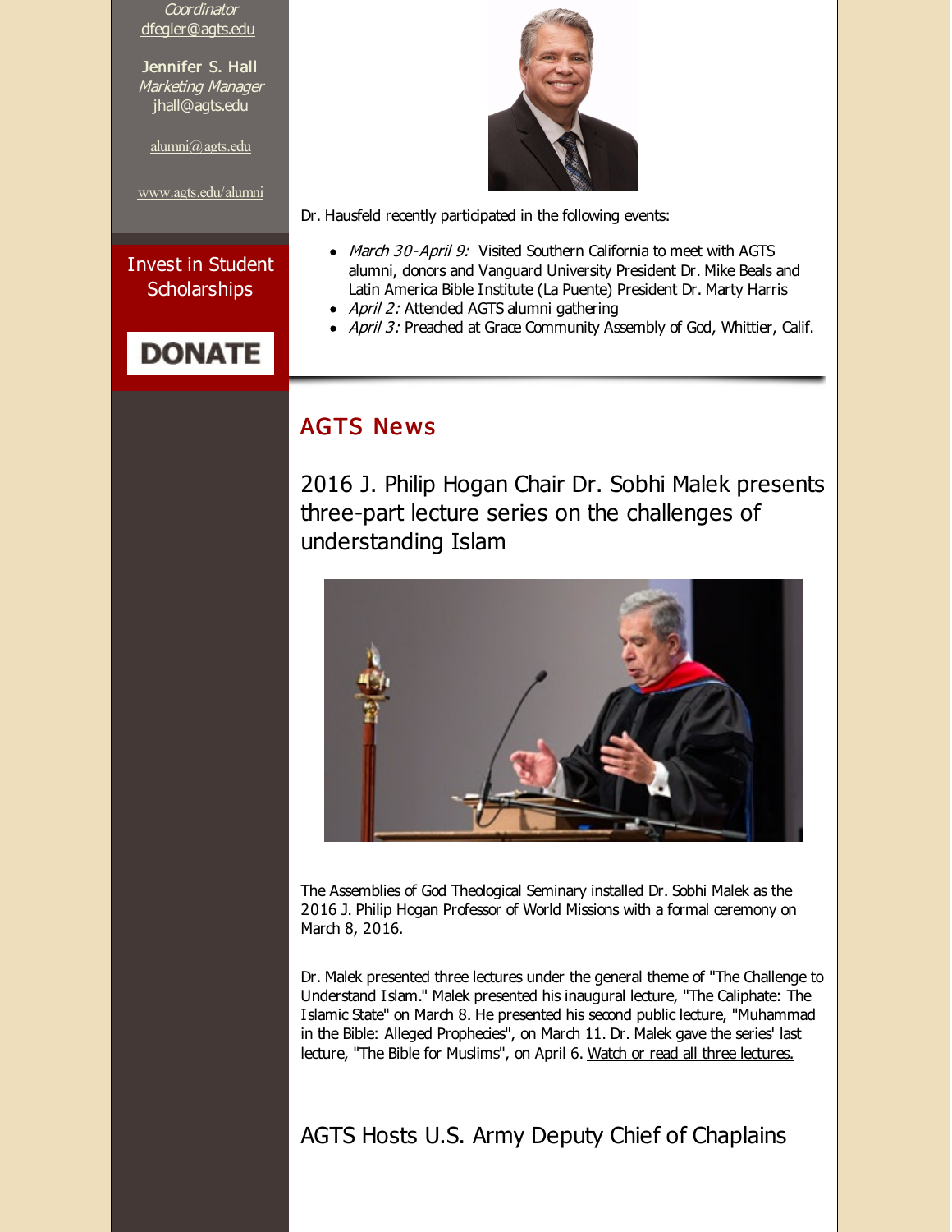*Coordinator*
dfegler@agts.edu

Jennifer S. Hall
*Marketing Manager*
jhall@agts.edu

alumni@agts.edu

www.agts.edu/alumni

Invest in Student Scholarships

DONATE

Dr. Hausfeld recently participated in the following events:

- *March 30-April 9:* Visited Southern California to meet with AGTS alumni, donors and Vanguard University President Dr. Mike Beals and Latin America Bible Institute (La Puente) President Dr. Marty Harris
- *April 2:* Attended AGTS alumni gathering
- *April 3:* Preached at Grace Community Assembly of God, Whittier, Calif.

## AGTS News

### 2016 J. Philip Hogan Chair Dr. Sobhi Malek presents three-part lecture series on the challenges of understanding Islam

The Assemblies of God Theological Seminary installed Dr. Sobhi Malek as the 2016 J. Philip Hogan Professor of World Missions with a formal ceremony on March 8, 2016.

Dr. Malek presented three lectures under the general theme of "The Challenge to Understand Islam." Malek presented his inaugural lecture, "The Caliphate: The Islamic State" on March 8. He presented his second public lecture, "Muhammad in the Bible: Alleged Prophecies", on March 11. Dr. Malek gave the series' last lecture, "The Bible for Muslims", on April 6. Watch or read all three lectures.

### AGTS Hosts U.S. Army Deputy Chief of Chaplains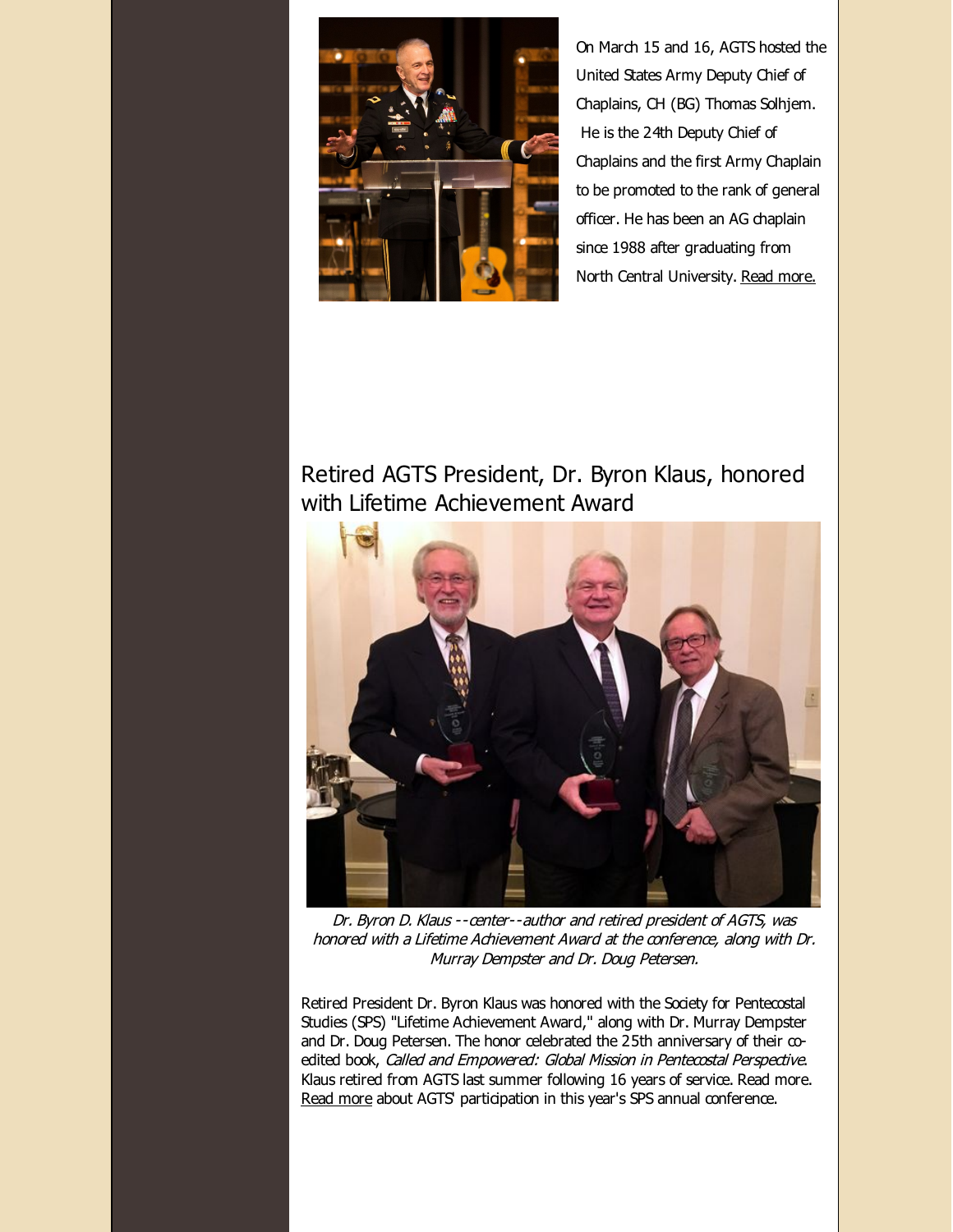On March 15 and 16, AGTS hosted the United States Army Deputy Chief of Chaplains, CH (BG) Thomas Solhjem. He is the 24th Deputy Chief of Chaplains and the first Army Chaplain to be promoted to the rank of general officer. He has been an AG chaplain since 1988 after graduating from North Central University. Read more.

## Retired AGTS President, Dr. Byron Klaus, honored with Lifetime Achievement Award

*Dr. Byron D. Klaus --center--author and retired president of AGTS, was honored with a Lifetime Achievement Award at the conference, along with Dr. Murray Dempster and Dr. Doug Petersen.*

Retired President Dr. Byron Klaus was honored with the Society for Pentecostal Studies (SPS) "Lifetime Achievement Award," along with Dr. Murray Dempster and Dr. Doug Petersen. The honor celebrated the 25th anniversary of their co-edited book, *Called and Empowered: Global Mission in Pentecostal Perspective*. Klaus retired from AGTS last summer following 16 years of service. Read more. Read more about AGTS' participation in this year's SPS annual conference.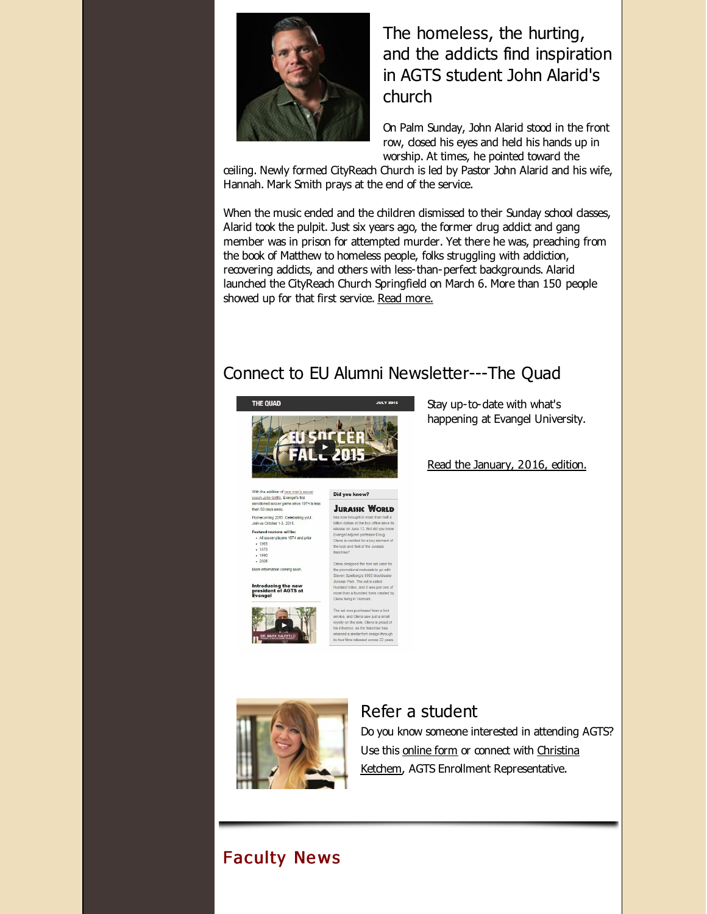## The homeless, the hurting, and the addicts find inspiration in AGTS student John Alarid's church

On Palm Sunday, John Alarid stood in the front row, closed his eyes and held his hands up in worship. At times, he pointed toward the ceiling. Newly formed CityReach Church is led by Pastor John Alarid and his wife, Hannah. Mark Smith prays at the end of the service.

When the music ended and the children dismissed to their Sunday school classes, Alarid took the pulpit. Just six years ago, the former drug addict and gang member was in prison for attempted murder. Yet there he was, preaching from the book of Matthew to homeless people, folks struggling with addiction, recovering addicts, and others with less-than-perfect backgrounds. Alarid launched the CityReach Church Springfield on March 6. More than 150 people showed up for that first service. Read more.

## Connect to EU Alumni Newsletter---The Quad

Stay up-to-date with what's happening at Evangel University.

Read the January, 2016, edition.

## Refer a student

Do you know someone interested in attending AGTS? Use this online form or connect with Christina Ketchem, AGTS Enrollment Representative.

# Faculty News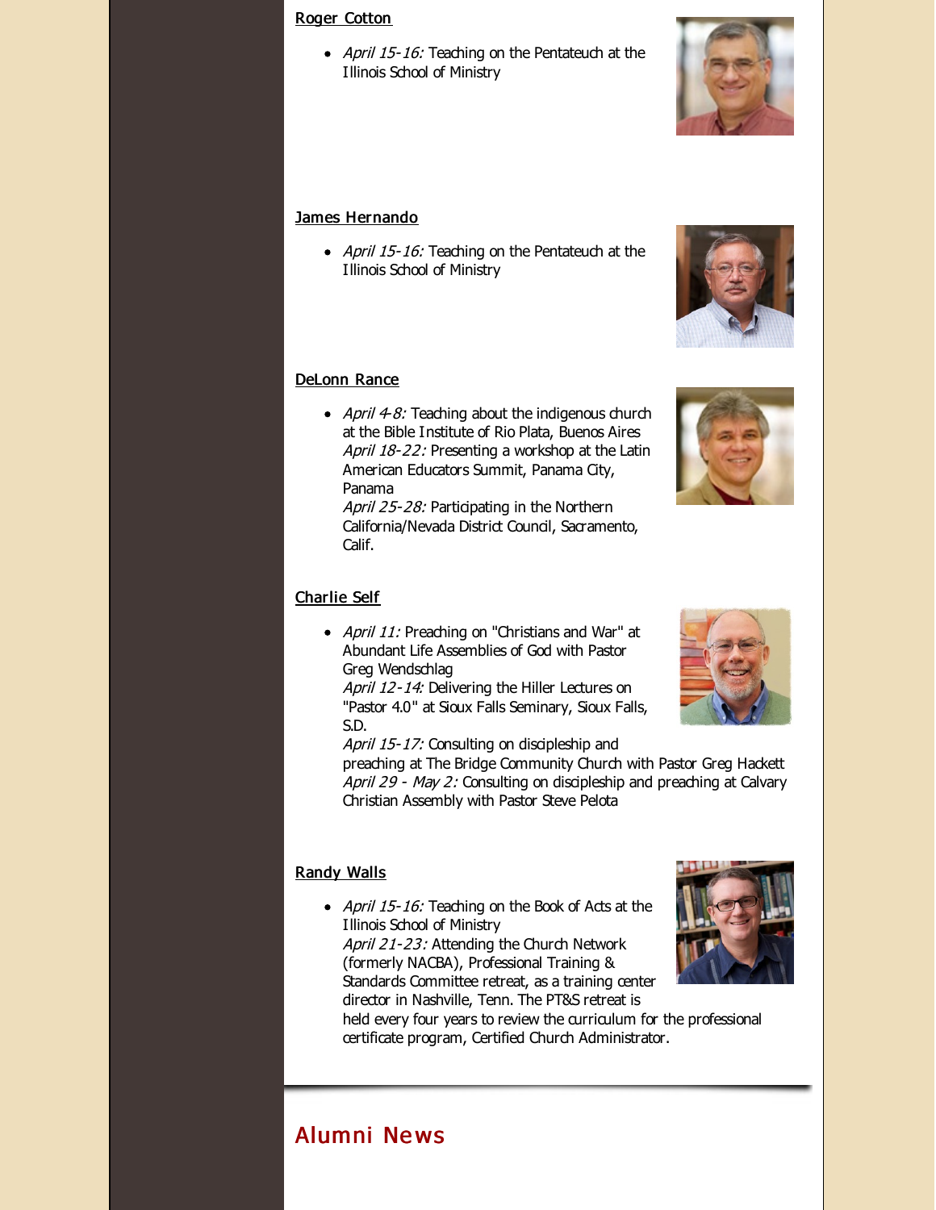### Roger Cotton

- *April 15-16:* Teaching on the Pentateuch at the Illinois School of Ministry

### James Hernando

- *April 15-16:* Teaching on the Pentateuch at the Illinois School of Ministry

### DeLonn Rance

- *April 4-8:* Teaching about the indigenous church at the Bible Institute of Rio Plata, Buenos Aires
  *April 18-22:* Presenting a workshop at the Latin American Educators Summit, Panama City, Panama
  *April 25-28:* Participating in the Northern California/Nevada District Council, Sacramento, Calif.

### Charlie Self

- *April 11:* Preaching on "Christians and War" at Abundant Life Assemblies of God with Pastor Greg Wendschlag
  *April 12-14:* Delivering the Hiller Lectures on "Pastor 4.0" at Sioux Falls Seminary, Sioux Falls, S.D.
  *April 15-17:* Consulting on discipleship and preaching at The Bridge Community Church with Pastor Greg Hackett
  *April 29 - May 2:* Consulting on discipleship and preaching at Calvary Christian Assembly with Pastor Steve Pelota

### Randy Walls

- *April 15-16:* Teaching on the Book of Acts at the Illinois School of Ministry
  *April 21-23:* Attending the Church Network (formerly NACBA), Professional Training & Standards Committee retreat, as a training center director in Nashville, Tenn. The PT&S retreat is held every four years to review the curriculum for the professional certificate program, Certified Church Administrator.

## Alumni News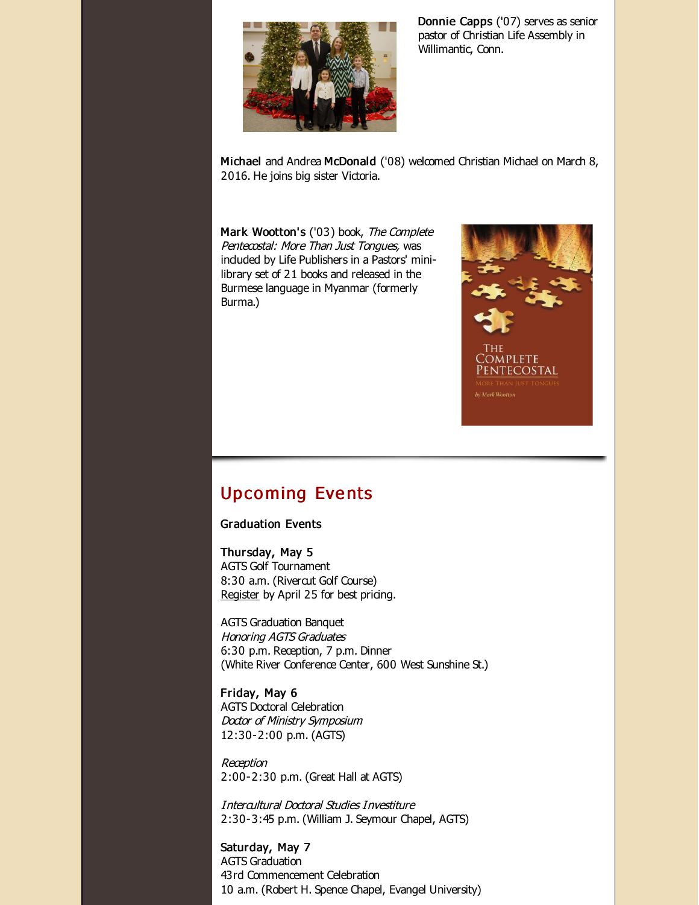**Donnie Capps** ('07) serves as senior pastor of Christian Life Assembly in Willimantic, Conn.

**Michael** and Andrea **McDonald** ('08) welcomed Christian Michael on March 8, 2016. He joins big sister Victoria.

**Mark Wootton's** ('03) book, *The Complete Pentecostal: More Than Just Tongues,* was included by Life Publishers in a Pastors' mini-library set of 21 books and released in the Burmese language in Myanmar (formerly Burma.)

## Upcoming Events

**Graduation Events**

**Thursday, May 5**
AGTS Golf Tournament
8:30 a.m. (Rivercut Golf Course)
Register by April 25 for best pricing.

AGTS Graduation Banquet
*Honoring AGTS Graduates*
6:30 p.m. Reception, 7 p.m. Dinner
(White River Conference Center, 600 West Sunshine St.)

**Friday, May 6**
AGTS Doctoral Celebration
*Doctor of Ministry Symposium*
12:30-2:00 p.m. (AGTS)

*Reception*
2:00-2:30 p.m. (Great Hall at AGTS)

*Intercultural Doctoral Studies Investiture*
2:30-3:45 p.m. (William J. Seymour Chapel, AGTS)

**Saturday, May 7**
AGTS Graduation
43rd Commencement Celebration
10 a.m. (Robert H. Spence Chapel, Evangel University)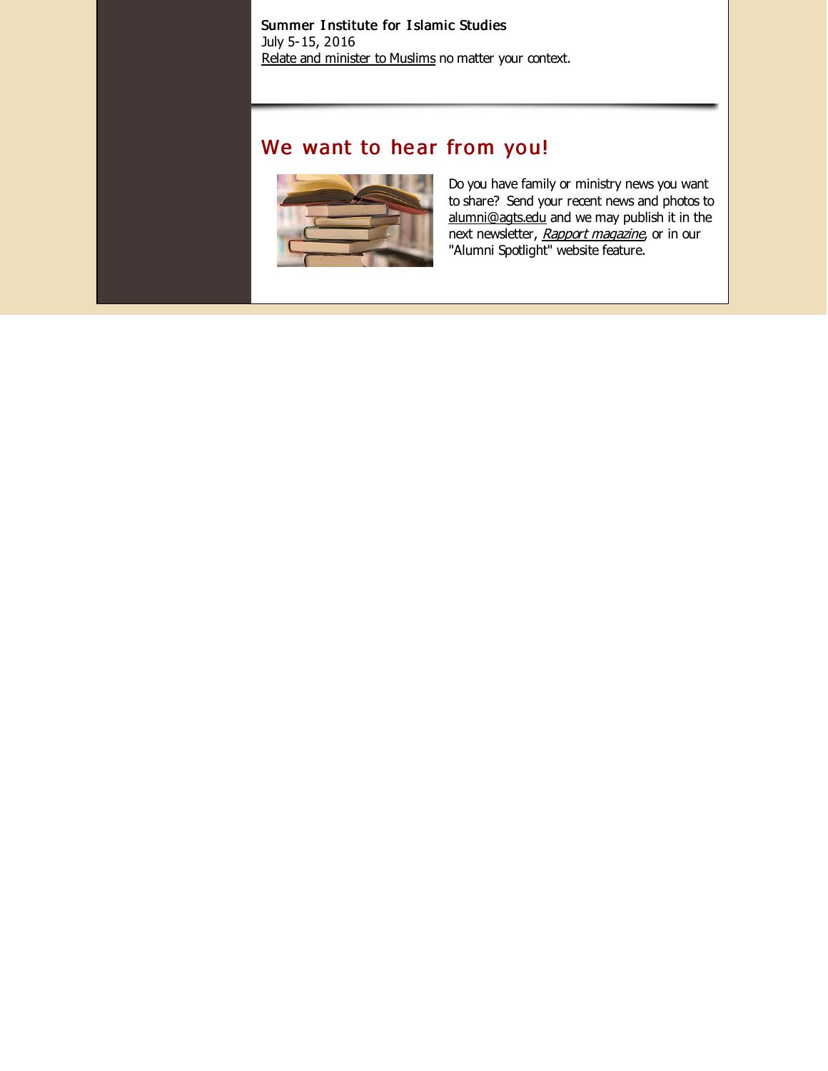**Summer Institute for Islamic Studies**
July 5-15, 2016
Relate and minister to Muslims no matter your context.

## We want to hear from you!

Do you have family or ministry news you want to share? Send your recent news and photos to alumni@agts.edu and we may publish it in the next newsletter, *Rapport magazine*, or in our "Alumni Spotlight" website feature.